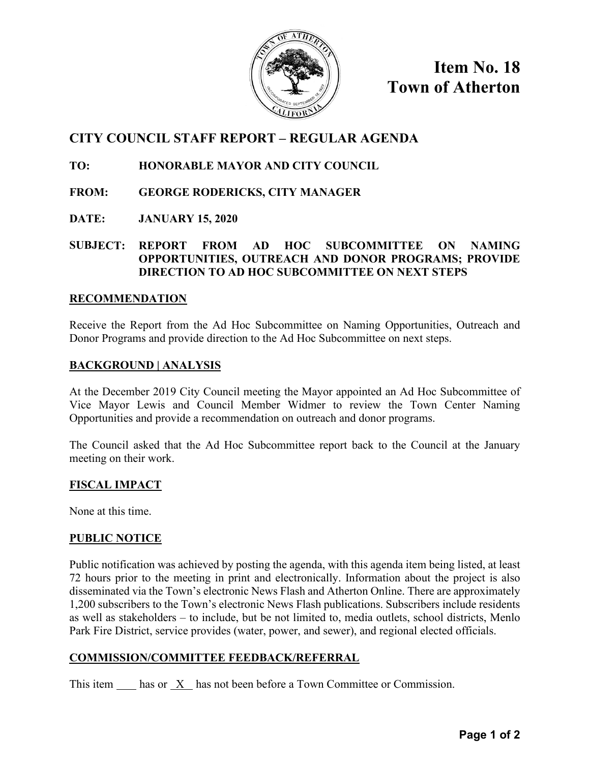# Item No. 18
# Town of Atherton

## CITY COUNCIL STAFF REPORT – REGULAR AGENDA

**TO:** HONORABLE MAYOR AND CITY COUNCIL

**FROM:** GEORGE RODERICKS, CITY MANAGER

**DATE:** JANUARY 15, 2020

**SUBJECT:** REPORT FROM AD HOC SUBCOMMITTEE ON NAMING OPPORTUNITIES, OUTREACH AND DONOR PROGRAMS; PROVIDE DIRECTION TO AD HOC SUBCOMMITTEE ON NEXT STEPS

### RECOMMENDATION

Receive the Report from the Ad Hoc Subcommittee on Naming Opportunities, Outreach and Donor Programs and provide direction to the Ad Hoc Subcommittee on next steps.

### BACKGROUND | ANALYSIS

At the December 2019 City Council meeting the Mayor appointed an Ad Hoc Subcommittee of Vice Mayor Lewis and Council Member Widmer to review the Town Center Naming Opportunities and provide a recommendation on outreach and donor programs.

The Council asked that the Ad Hoc Subcommittee report back to the Council at the January meeting on their work.

### FISCAL IMPACT

None at this time.

### PUBLIC NOTICE

Public notification was achieved by posting the agenda, with this agenda item being listed, at least 72 hours prior to the meeting in print and electronically. Information about the project is also disseminated via the Town's electronic News Flash and Atherton Online. There are approximately 1,200 subscribers to the Town's electronic News Flash publications. Subscribers include residents as well as stakeholders – to include, but be not limited to, media outlets, school districts, Menlo Park Fire District, service provides (water, power, and sewer), and regional elected officials.

### COMMISSION/COMMITTEE FEEDBACK/REFERRAL

This item \_\_\_\_ has or \_X\_ has not been before a Town Committee or Commission.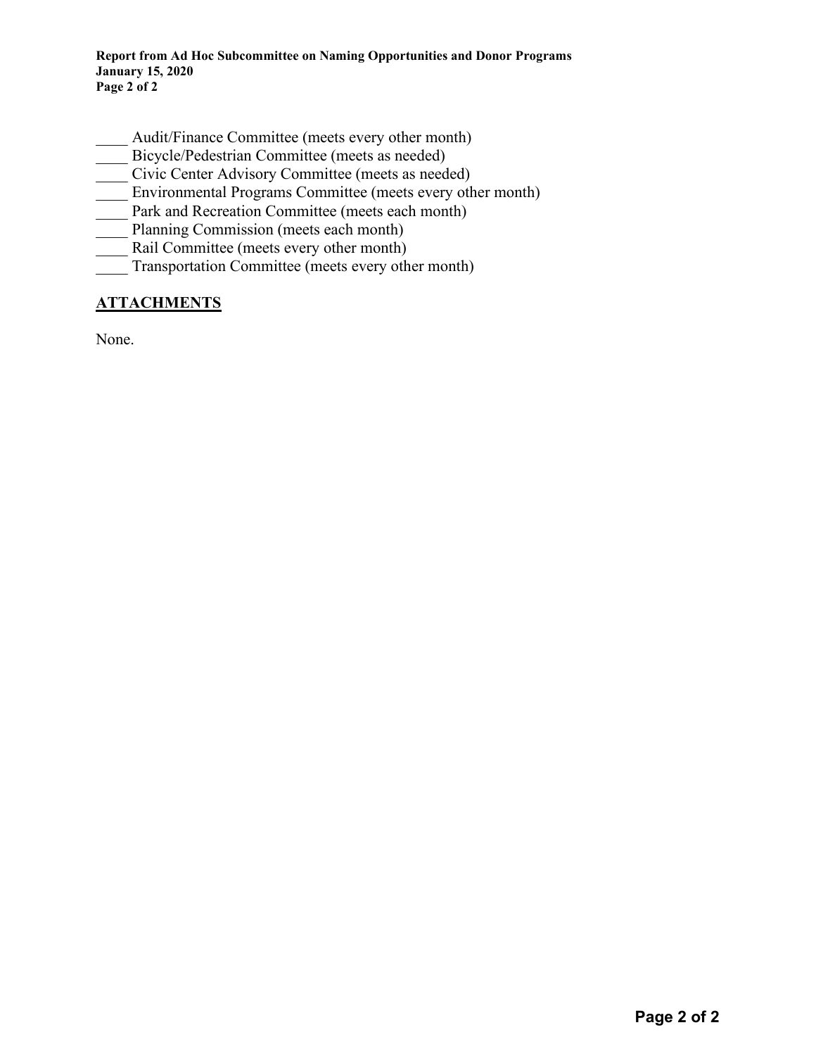____ Audit/Finance Committee (meets every other month)
____ Bicycle/Pedestrian Committee (meets as needed)
____ Civic Center Advisory Committee (meets as needed)
____ Environmental Programs Committee (meets every other month)
____ Park and Recreation Committee (meets each month)
____ Planning Commission (meets each month)
____ Rail Committee (meets every other month)
____ Transportation Committee (meets every other month)

## ATTACHMENTS

None.